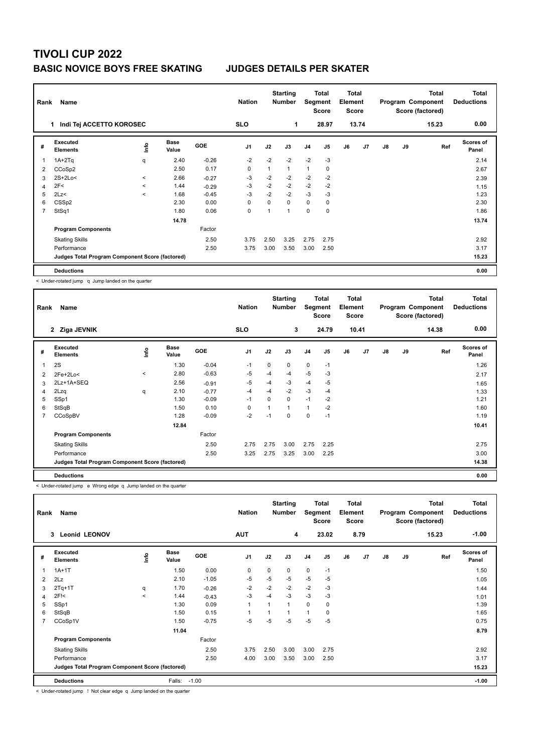# TIVOLI CUP 2022

## BASIC NOVICE BOYS FREE SKATING    JUDGES DETAILS PER SKATER

| Rank | Name | Nation | Starting Number | Total Segment Score | Total Element Score | Total Program Component Score (factored) | Total Deductions |
|---|---|---|---|---|---|---|---|
| 1 | Indi Tej ACCETTO KOROSEC | SLO | 1 | 28.97 | 13.74 | 15.23 | 0.00 |

| # | Executed Elements | Info | Base Value | GOE | J1 | J2 | J3 | J4 | J5 | J6 | J7 | J8 | J9 | Ref | Scores of Panel |
|---|---|---|---|---|---|---|---|---|---|---|---|---|---|---|---|
| 1 | 1A+2Tq | q | 2.40 | -0.26 | -2 | -2 | -2 | -2 | -3 | | | | | | 2.14 |
| 2 | CCoSp2 | | 2.50 | 0.17 | 0 | 1 | 1 | 1 | 0 | | | | | | 2.67 |
| 3 | 2S+2Lo< | < | 2.66 | -0.27 | -3 | -2 | -2 | -2 | -2 | | | | | | 2.39 |
| 4 | 2F< | < | 1.44 | -0.29 | -3 | -2 | -2 | -2 | -2 | | | | | | 1.15 |
| 5 | 2Lz< | < | 1.68 | -0.45 | -3 | -2 | -2 | -3 | -3 | | | | | | 1.23 |
| 6 | CSSp2 | | 2.30 | 0.00 | 0 | 0 | 0 | 0 | 0 | | | | | | 2.30 |
| 7 | StSq1 | | 1.80 | 0.06 | 0 | 1 | 1 | 0 | 0 | | | | | | 1.86 |
| | | | 14.78 | | | | | | | | | | | | 13.74 |
| | **Program Components** | | | Factor | | | | | | | | | | | |
| | Skating Skills | | | 2.50 | 3.75 | 2.50 | 3.25 | 2.75 | 2.75 | | | | | | 2.92 |
| | Performance | | | 2.50 | 3.75 | 3.00 | 3.50 | 3.00 | 2.50 | | | | | | 3.17 |
| | **Judges Total Program Component Score (factored)** | | | | | | | | | | | | | | 15.23 |
| | **Deductions** | | | | | | | | | | | | | | 0.00 |

< Under-rotated jump q Jump landed on the quarter

| Rank | Name | Nation | Starting Number | Total Segment Score | Total Element Score | Total Program Component Score (factored) | Total Deductions |
|---|---|---|---|---|---|---|---|
| 2 | Ziga JEVNIK | SLO | 3 | 24.79 | 10.41 | 14.38 | 0.00 |

| # | Executed Elements | Info | Base Value | GOE | J1 | J2 | J3 | J4 | J5 | J6 | J7 | J8 | J9 | Ref | Scores of Panel |
|---|---|---|---|---|---|---|---|---|---|---|---|---|---|---|---|
| 1 | 2S | | 1.30 | -0.04 | -1 | 0 | 0 | 0 | -1 | | | | | | 1.26 |
| 2 | 2Fe+2Lo< | < | 2.80 | -0.63 | -5 | -4 | -4 | -5 | -3 | | | | | | 2.17 |
| 3 | 2Lz+1A+SEQ | | 2.56 | -0.91 | -5 | -4 | -3 | -4 | -5 | | | | | | 1.65 |
| 4 | 2Lzq | q | 2.10 | -0.77 | -4 | -4 | -2 | -3 | -4 | | | | | | 1.33 |
| 5 | SSp1 | | 1.30 | -0.09 | -1 | 0 | 0 | -1 | -2 | | | | | | 1.21 |
| 6 | StSqB | | 1.50 | 0.10 | 0 | 1 | 1 | 1 | -2 | | | | | | 1.60 |
| 7 | CCoSpBV | | 1.28 | -0.09 | -2 | -1 | 0 | 0 | -1 | | | | | | 1.19 |
| | | | 12.84 | | | | | | | | | | | | 10.41 |
| | **Program Components** | | | Factor | | | | | | | | | | | |
| | Skating Skills | | | 2.50 | 2.75 | 2.75 | 3.00 | 2.75 | 2.25 | | | | | | 2.75 |
| | Performance | | | 2.50 | 3.25 | 2.75 | 3.25 | 3.00 | 2.25 | | | | | | 3.00 |
| | **Judges Total Program Component Score (factored)** | | | | | | | | | | | | | | 14.38 |
| | **Deductions** | | | | | | | | | | | | | | 0.00 |

< Under-rotated jump e Wrong edge q Jump landed on the quarter

| Rank | Name | Nation | Starting Number | Total Segment Score | Total Element Score | Total Program Component Score (factored) | Total Deductions |
|---|---|---|---|---|---|---|---|
| 3 | Leonid LEONOV | AUT | 4 | 23.02 | 8.79 | 15.23 | -1.00 |

| # | Executed Elements | Info | Base Value | GOE | J1 | J2 | J3 | J4 | J5 | J6 | J7 | J8 | J9 | Ref | Scores of Panel |
|---|---|---|---|---|---|---|---|---|---|---|---|---|---|---|---|
| 1 | 1A+1T | | 1.50 | 0.00 | 0 | 0 | 0 | 0 | -1 | | | | | | 1.50 |
| 2 | 2Lz | | 2.10 | -1.05 | -5 | -5 | -5 | -5 | -5 | | | | | | 1.05 |
| 3 | 2Tq+1T | q | 1.70 | -0.26 | -2 | -2 | -2 | -2 | -3 | | | | | | 1.44 |
| 4 | 2F!< | < | 1.44 | -0.43 | -3 | -4 | -3 | -3 | -3 | | | | | | 1.01 |
| 5 | SSp1 | | 1.30 | 0.09 | 1 | 1 | 1 | 0 | 0 | | | | | | 1.39 |
| 6 | StSqB | | 1.50 | 0.15 | 1 | 1 | 1 | 1 | 0 | | | | | | 1.65 |
| 7 | CCoSp1V | | 1.50 | -0.75 | -5 | -5 | -5 | -5 | -5 | | | | | | 0.75 |
| | | | 11.04 | | | | | | | | | | | | 8.79 |
| | **Program Components** | | | Factor | | | | | | | | | | | |
| | Skating Skills | | | 2.50 | 3.75 | 2.50 | 3.00 | 3.00 | 2.75 | | | | | | 2.92 |
| | Performance | | | 2.50 | 4.00 | 3.00 | 3.50 | 3.00 | 2.50 | | | | | | 3.17 |
| | **Judges Total Program Component Score (factored)** | | | | | | | | | | | | | | 15.23 |
| | **Deductions** | | Falls: -1.00 | | | | | | | | | | | | -1.00 |

< Under-rotated jump ! Not clear edge q Jump landed on the quarter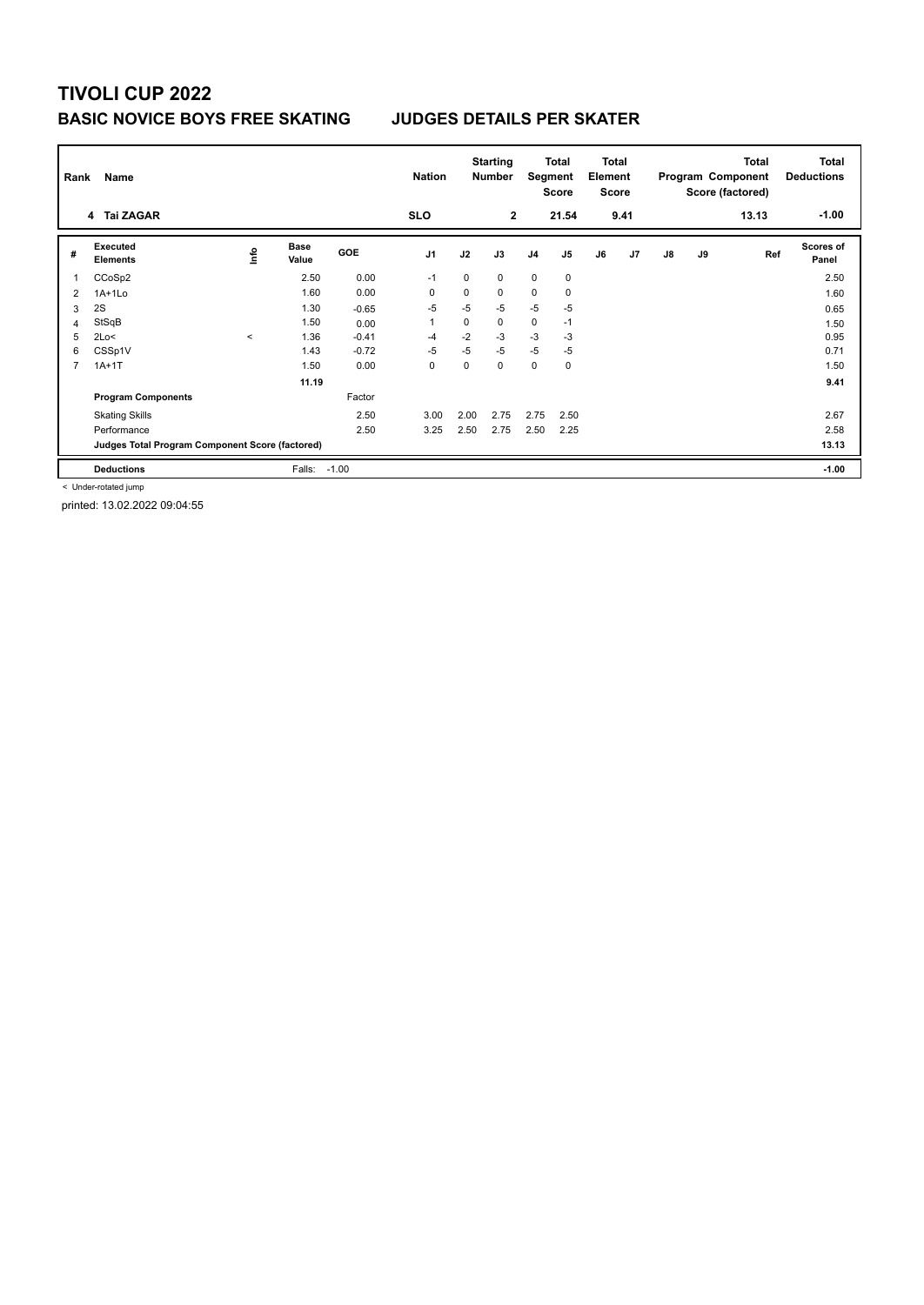# TIVOLI CUP 2022

## BASIC NOVICE BOYS FREE SKATING JUDGES DETAILS PER SKATER

| Rank | Name | Nation | Starting Number | Total Segment Score | Total Element Score | Total Program Component Score (factored) | Total Deductions |
|---|---|---|---|---|---|---|---|
| 4 | Tai ZAGAR | SLO | 2 | 21.54 | 9.41 | 13.13 | -1.00 |

| # | Executed Elements | Info | Base Value | GOE | J1 | J2 | J3 | J4 | J5 | J6 | J7 | J8 | J9 | Ref | Scores of Panel |
|---|---|---|---|---|---|---|---|---|---|---|---|---|---|---|---|
| 1 | CCoSp2 | | 2.50 | 0.00 | -1 | 0 | 0 | 0 | 0 | | | | | | 2.50 |
| 2 | 1A+1Lo | | 1.60 | 0.00 | 0 | 0 | 0 | 0 | 0 | | | | | | 1.60 |
| 3 | 2S | | 1.30 | -0.65 | -5 | -5 | -5 | -5 | -5 | | | | | | 0.65 |
| 4 | StSqB | | 1.50 | 0.00 | 1 | 0 | 0 | 0 | -1 | | | | | | 1.50 |
| 5 | 2Lo< | < | 1.36 | -0.41 | -4 | -2 | -3 | -3 | -3 | | | | | | 0.95 |
| 6 | CSSp1V | | 1.43 | -0.72 | -5 | -5 | -5 | -5 | -5 | | | | | | 0.71 |
| 7 | 1A+1T | | 1.50 | 0.00 | 0 | 0 | 0 | 0 | 0 | | | | | | 1.50 |
| | | | 11.19 | | | | | | | | | | | | 9.41 |
| | **Program Components** | | | Factor | | | | | | | | | | | |
| | Skating Skills | | | 2.50 | 3.00 | 2.00 | 2.75 | 2.75 | 2.50 | | | | | | 2.67 |
| | Performance | | | 2.50 | 3.25 | 2.50 | 2.75 | 2.50 | 2.25 | | | | | | 2.58 |
| | **Judges Total Program Component Score (factored)** | | | | | | | | | | | | | | 13.13 |
| | **Deductions** | | Falls: | -1.00 | | | | | | | | | | | -1.00 |

< Under-rotated jump

printed: 13.02.2022 09:04:55